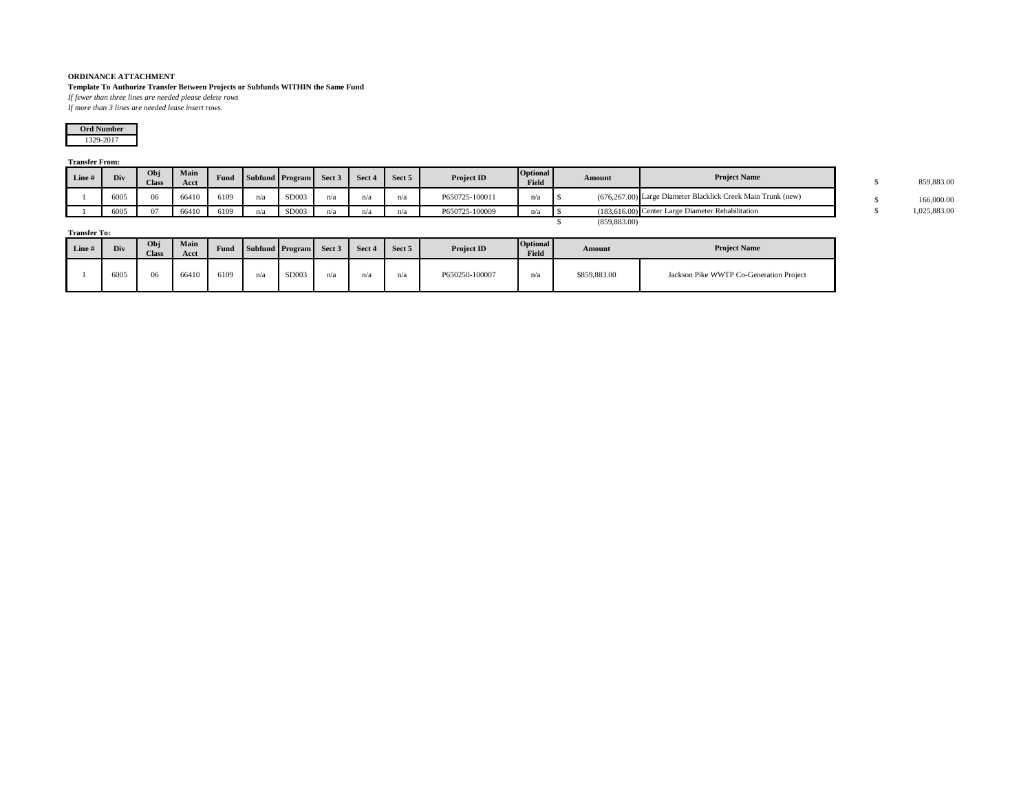**ORDINANCE ATTACHMENT**

**Template To Authorize Transfer Between Projects or Subfunds WITHIN the Same Fund**

*If fewer than three lines are needed please delete rows*

*If more than 3 lines are needed lease insert rows.*

| Ord Number |
|---|
| 1329-2017 |

**Transfer From:**

| Line # | Div | Obj Class | Main Acct | Fund | Subfund | Program | Sect 3 | Sect 4 | Sect 5 | Project ID | Optional Field | Amount | Project Name |
|---|---|---|---|---|---|---|---|---|---|---|---|---|---|
| 1 | 6005 | 06 | 66410 | 6109 | n/a | SD003 | n/a | n/a | n/a | P650725-100011 | n/a | $ (676,267.00) | Large Diameter Blacklick Creek Main Trunk (new) |
| 1 | 6005 | 07 | 66410 | 6109 | n/a | SD003 | n/a | n/a | n/a | P650725-100009 | n/a | $ (183,616.00) | Center Large Diameter Rehabilitation |
| | | | | | | | | | | | | $ (859,883.00) | |

**Transfer To:**

| Line # | Div | Obj Class | Main Acct | Fund | Subfund | Program | Sect 3 | Sect 4 | Sect 5 | Project ID | Optional Field | Amount | Project Name |
|---|---|---|---|---|---|---|---|---|---|---|---|---|---|
| 1 | 6005 | 06 | 66410 | 6109 | n/a | SD003 | n/a | n/a | n/a | P650250-100007 | n/a | $859,883.00 | Jackson Pike WWTP Co-Generation Project |

| | |
|---|---|
| $ | 859,883.00 |
| $ | 166,000.00 |
| $ | 1,025,883.00 |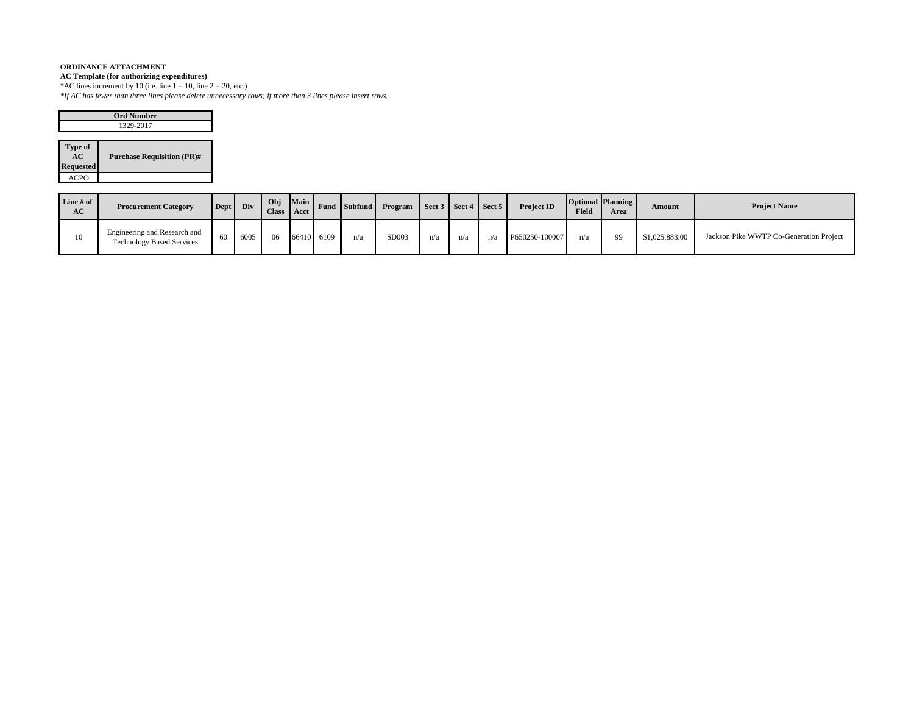**ORDINANCE ATTACHMENT**

**AC Template (for authorizing expenditures)**

*AC lines increment by 10 (i.e. line 1 = 10, line 2 = 20, etc.)

*If AC has fewer than three lines please delete unnecessary rows; if more than 3 lines please insert rows.*

| Ord Number |
|---|
| 1329-2017 |

| Type of AC Requested | Purchase Requisition (PR)# |
|---|---|
| ACPO | |

| Line # of AC | Procurement Category | Dept | Div | Obj Class | Main Acct | Fund | Subfund | Program | Sect 3 | Sect 4 | Sect 5 | Project ID | Optional Field | Planning Area | Amount | Project Name |
|---|---|---|---|---|---|---|---|---|---|---|---|---|---|---|---|---|
| 10 | Engineering and Research and Technology Based Services | 60 | 6005 | 06 | 66410 | 6109 | n/a | SD003 | n/a | n/a | n/a | P650250-100007 | n/a | 99 | $1,025,883.00 | Jackson Pike WWTP Co-Generation Project |